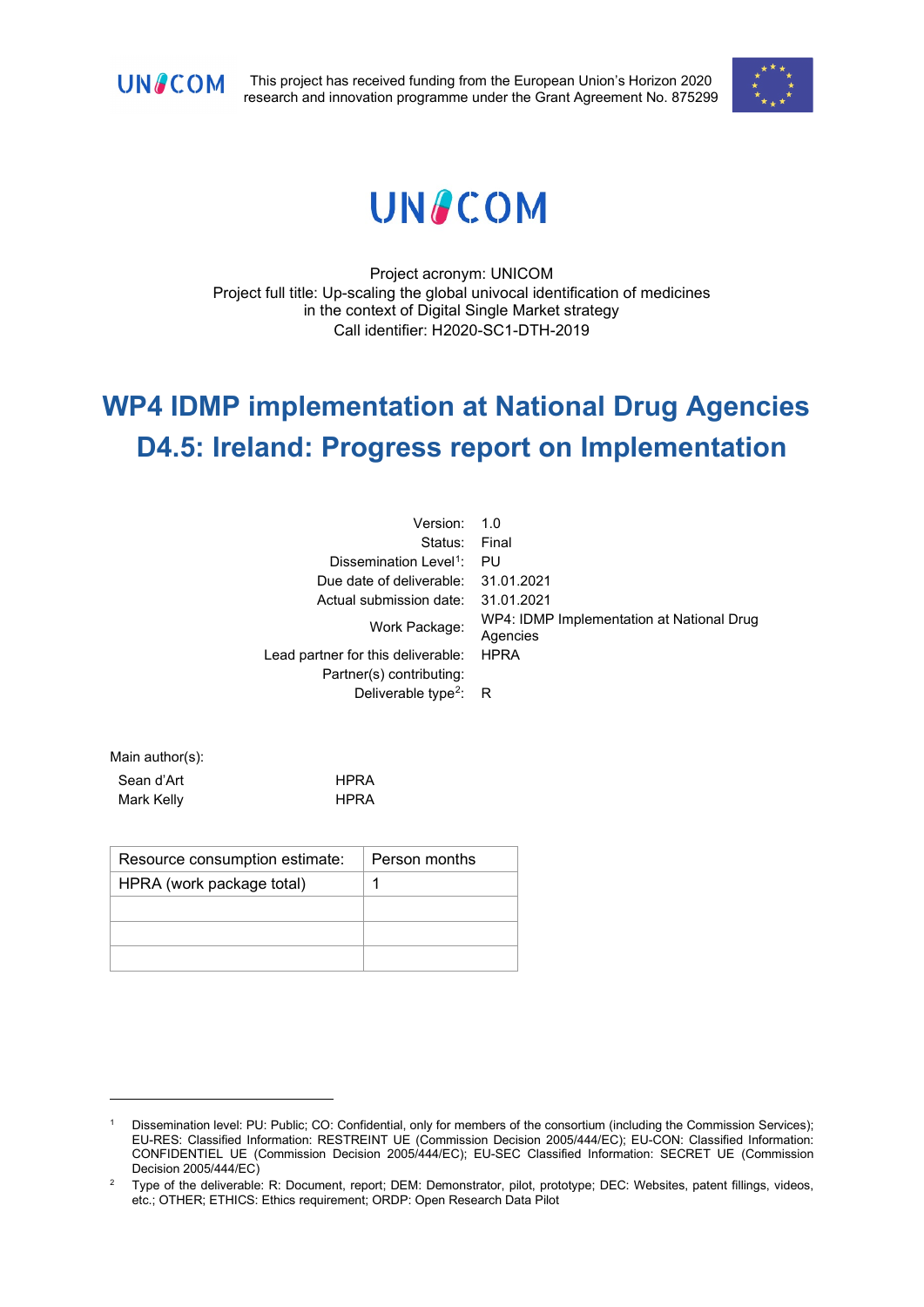UNICOM

This project has received funding from the European Union's Horizon 2020 research and innovation programme under the Grant Agreement No. 875299

UNICOM

Project acronym: UNICOM
Project full title: Up-scaling the global univocal identification of medicines in the context of Digital Single Market strategy
Call identifier: H2020-SC1-DTH-2019

# WP4 IDMP implementation at National Drug Agencies
# D4.5: Ireland: Progress report on Implementation

| | |
|---|---|
| Version: | 1.0 |
| Status: | Final |
| Dissemination Level[1]: | PU |
| Due date of deliverable: | 31.01.2021 |
| Actual submission date: | 31.01.2021 |
| Work Package: | WP4: IDMP Implementation at National Drug Agencies |
| Lead partner for this deliverable: | HPRA |
| Partner(s) contributing: | |
| Deliverable type[2]: | R |

Main author(s):

| | |
|---|---|
| Sean d'Art | HPRA |
| Mark Kelly | HPRA |

| Resource consumption estimate: | Person months |
|---|---|
| HPRA (work package total) | 1 |
| | |
| | |
| | |

[1] Dissemination level: PU: Public; CO: Confidential, only for members of the consortium (including the Commission Services); EU-RES: Classified Information: RESTREINT UE (Commission Decision 2005/444/EC); EU-CON: Classified Information: CONFIDENTIEL UE (Commission Decision 2005/444/EC); EU-SEC Classified Information: SECRET UE (Commission Decision 2005/444/EC)

[2] Type of the deliverable: R: Document, report; DEM: Demonstrator, pilot, prototype; DEC: Websites, patent fillings, videos, etc.; OTHER; ETHICS: Ethics requirement; ORDP: Open Research Data Pilot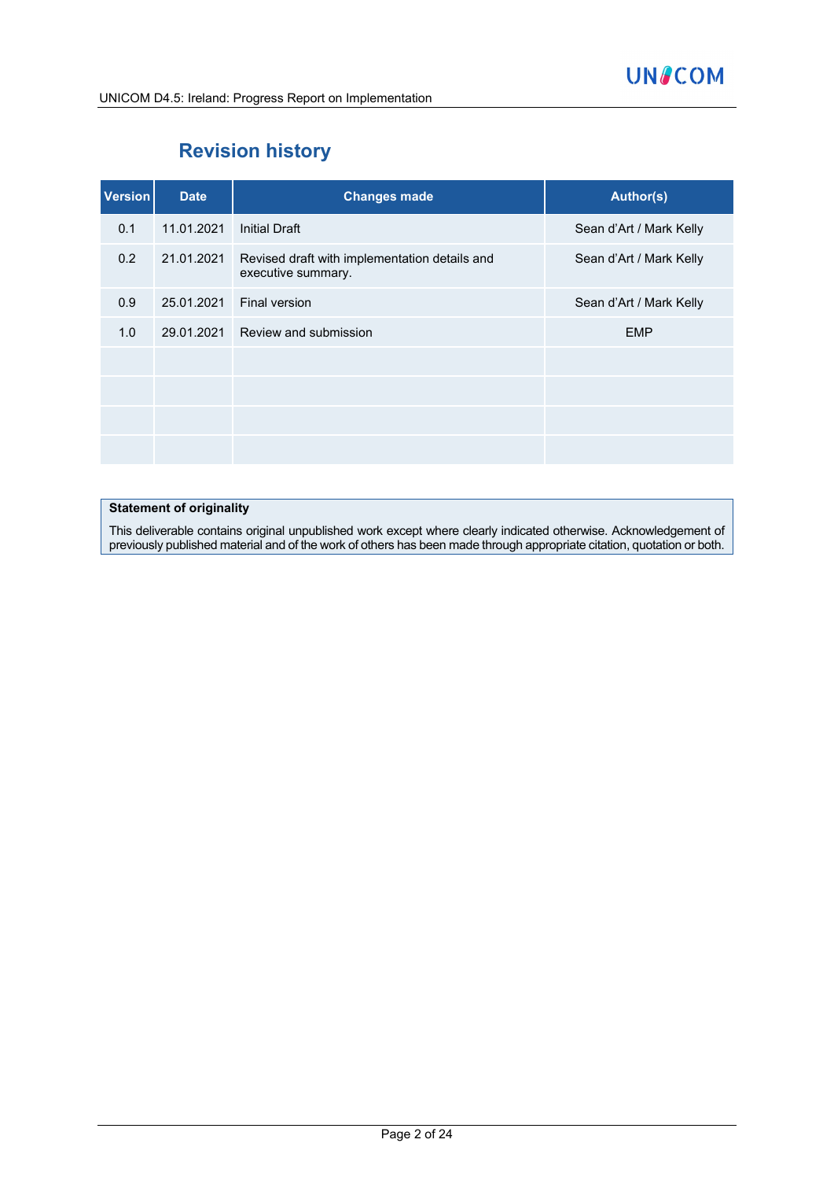# Revision history

| Version | Date | Changes made | Author(s) |
|---|---|---|---|
| 0.1 | 11.01.2021 | Initial Draft | Sean d'Art / Mark Kelly |
| 0.2 | 21.01.2021 | Revised draft with implementation details and executive summary. | Sean d'Art / Mark Kelly |
| 0.9 | 25.01.2021 | Final version | Sean d'Art / Mark Kelly |
| 1.0 | 29.01.2021 | Review and submission | EMP |
| | | | |
| | | | |
| | | | |
| | | | |

**Statement of originality**

This deliverable contains original unpublished work except where clearly indicated otherwise. Acknowledgement of previously published material and of the work of others has been made through appropriate citation, quotation or both.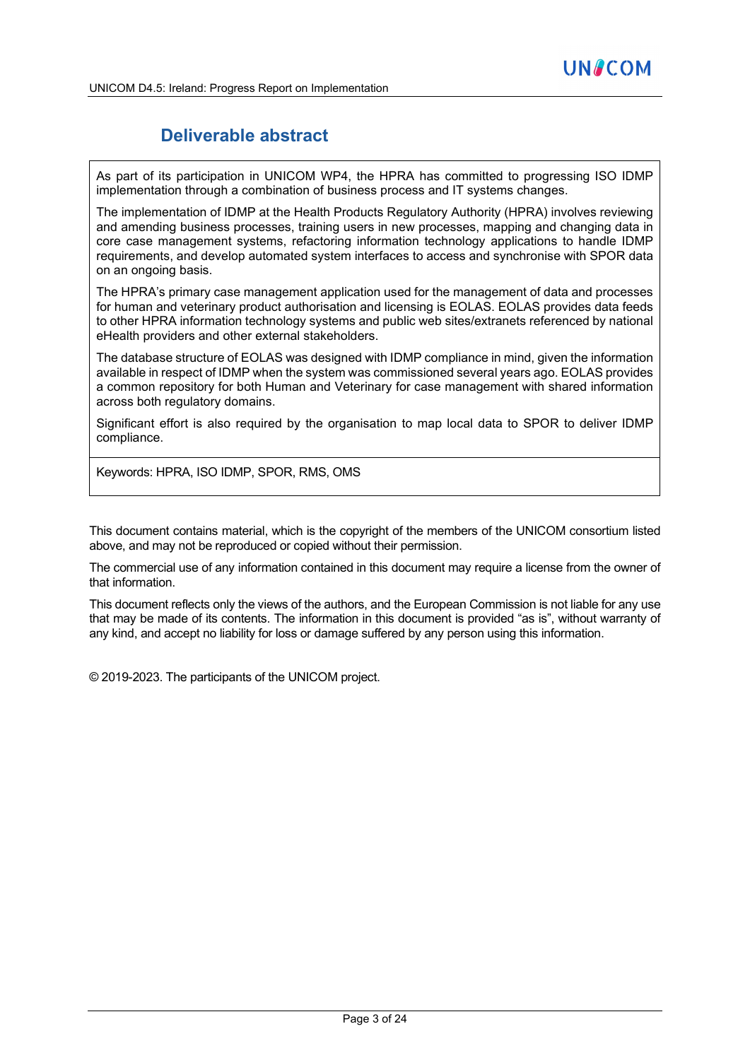# Deliverable abstract

As part of its participation in UNICOM WP4, the HPRA has committed to progressing ISO IDMP implementation through a combination of business process and IT systems changes.

The implementation of IDMP at the Health Products Regulatory Authority (HPRA) involves reviewing and amending business processes, training users in new processes, mapping and changing data in core case management systems, refactoring information technology applications to handle IDMP requirements, and develop automated system interfaces to access and synchronise with SPOR data on an ongoing basis.

The HPRA's primary case management application used for the management of data and processes for human and veterinary product authorisation and licensing is EOLAS. EOLAS provides data feeds to other HPRA information technology systems and public web sites/extranets referenced by national eHealth providers and other external stakeholders.

The database structure of EOLAS was designed with IDMP compliance in mind, given the information available in respect of IDMP when the system was commissioned several years ago. EOLAS provides a common repository for both Human and Veterinary for case management with shared information across both regulatory domains.

Significant effort is also required by the organisation to map local data to SPOR to deliver IDMP compliance.

Keywords: HPRA, ISO IDMP, SPOR, RMS, OMS

This document contains material, which is the copyright of the members of the UNICOM consortium listed above, and may not be reproduced or copied without their permission.

The commercial use of any information contained in this document may require a license from the owner of that information.

This document reflects only the views of the authors, and the European Commission is not liable for any use that may be made of its contents. The information in this document is provided "as is", without warranty of any kind, and accept no liability for loss or damage suffered by any person using this information.

© 2019-2023. The participants of the UNICOM project.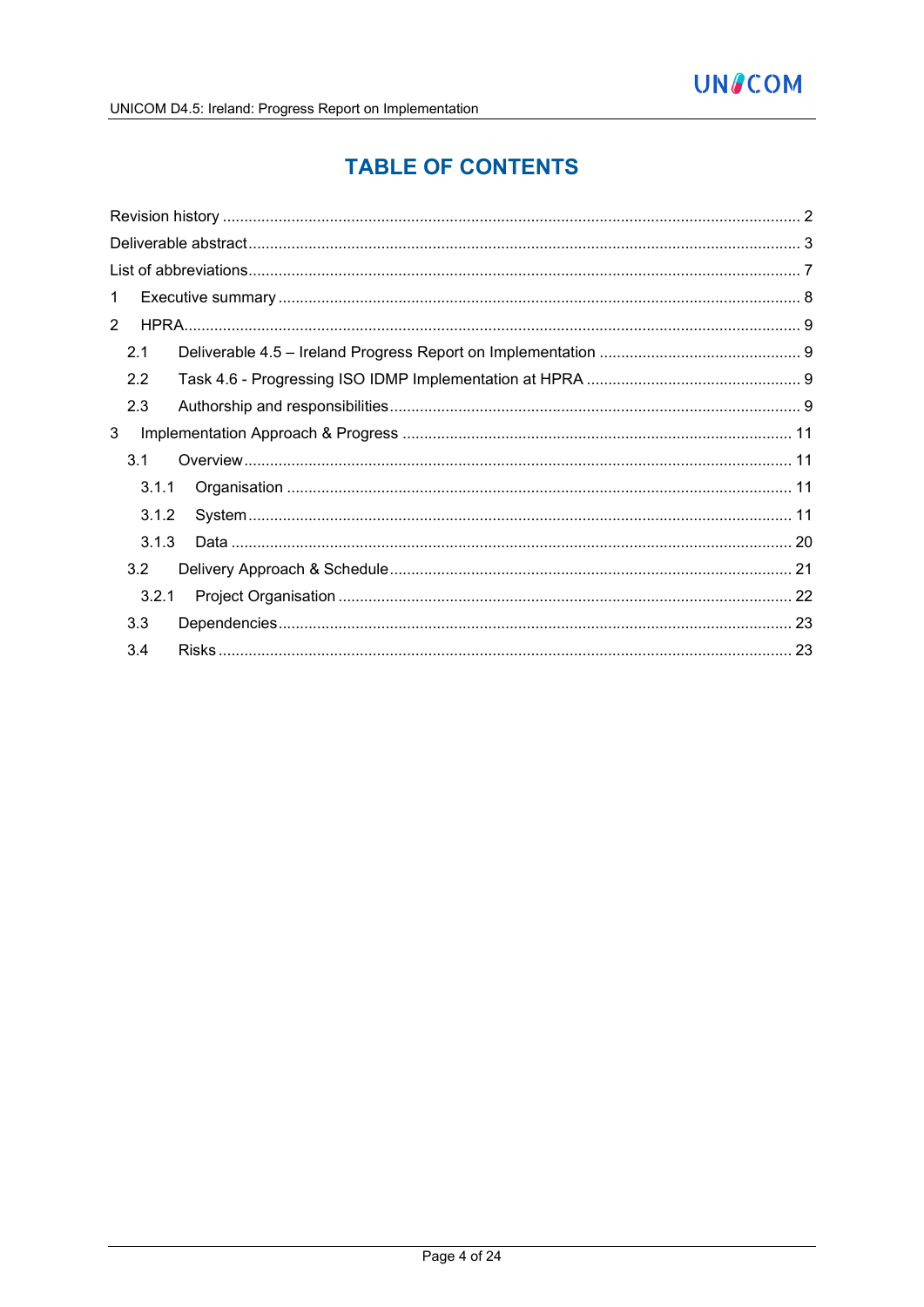# TABLE OF CONTENTS

Revision history ..................................................................................................................................... 2

Deliverable abstract ............................................................................................................................... 3

List of abbreviations ............................................................................................................................... 7

1 Executive summary ........................................................................................................................ 8

2 HPRA ............................................................................................................................................. 9

2.1 Deliverable 4.5 – Ireland Progress Report on Implementation .............................................. 9

2.2 Task 4.6 - Progressing ISO IDMP Implementation at HPRA ................................................. 9

2.3 Authorship and responsibilities .............................................................................................. 9

3 Implementation Approach & Progress .......................................................................................... 11

3.1 Overview .............................................................................................................................. 11

3.1.1 Organisation .................................................................................................................... 11

3.1.2 System ............................................................................................................................. 11

3.1.3 Data ................................................................................................................................. 20

3.2 Delivery Approach & Schedule ............................................................................................. 21

3.2.1 Project Organisation ........................................................................................................ 22

3.3 Dependencies ...................................................................................................................... 23

3.4 Risks .................................................................................................................................... 23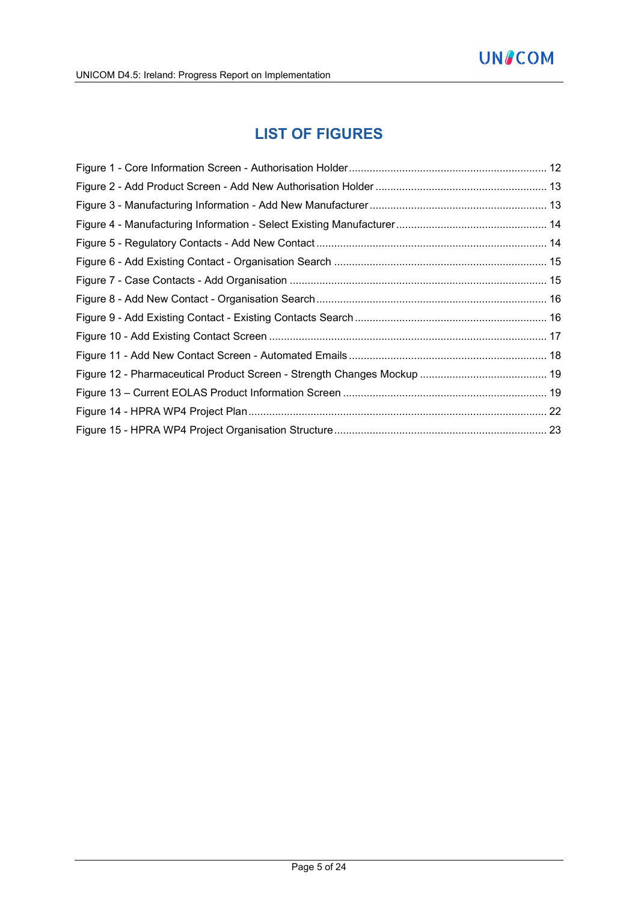# LIST OF FIGURES

Figure 1 - Core Information Screen - Authorisation Holder ........ 12
Figure 2 - Add Product Screen - Add New Authorisation Holder ........ 13
Figure 3 - Manufacturing Information - Add New Manufacturer ........ 13
Figure 4 - Manufacturing Information - Select Existing Manufacturer ........ 14
Figure 5 - Regulatory Contacts - Add New Contact ........ 14
Figure 6 - Add Existing Contact - Organisation Search ........ 15
Figure 7 - Case Contacts - Add Organisation ........ 15
Figure 8 - Add New Contact - Organisation Search ........ 16
Figure 9 - Add Existing Contact - Existing Contacts Search ........ 16
Figure 10 - Add Existing Contact Screen ........ 17
Figure 11 - Add New Contact Screen - Automated Emails ........ 18
Figure 12 - Pharmaceutical Product Screen - Strength Changes Mockup ........ 19
Figure 13 – Current EOLAS Product Information Screen ........ 19
Figure 14 - HPRA WP4 Project Plan ........ 22
Figure 15 - HPRA WP4 Project Organisation Structure ........ 23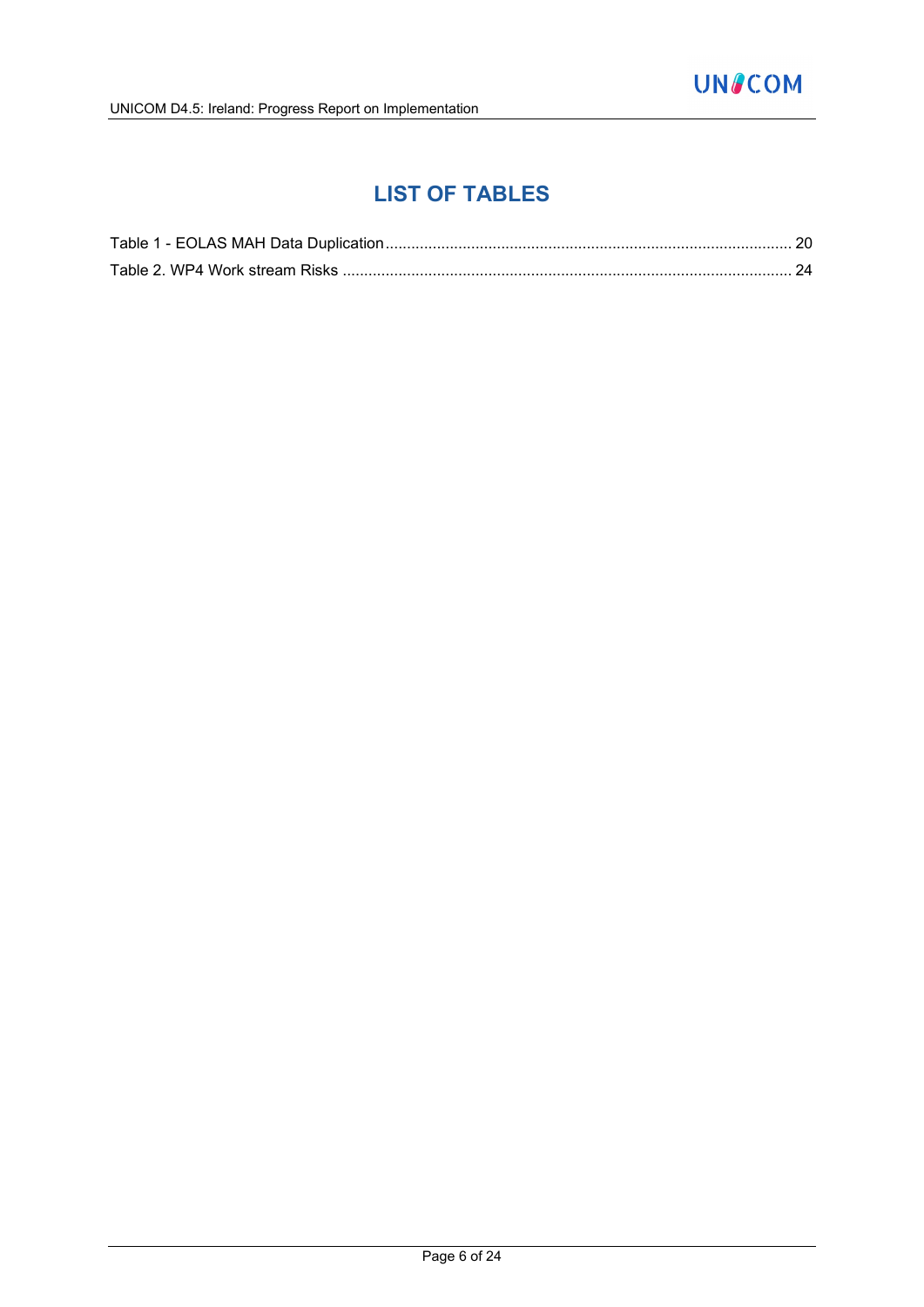# LIST OF TABLES

Table 1 - EOLAS MAH Data Duplication ........................................................................................... 20

Table 2. WP4 Work stream Risks ...................................................................................................... 24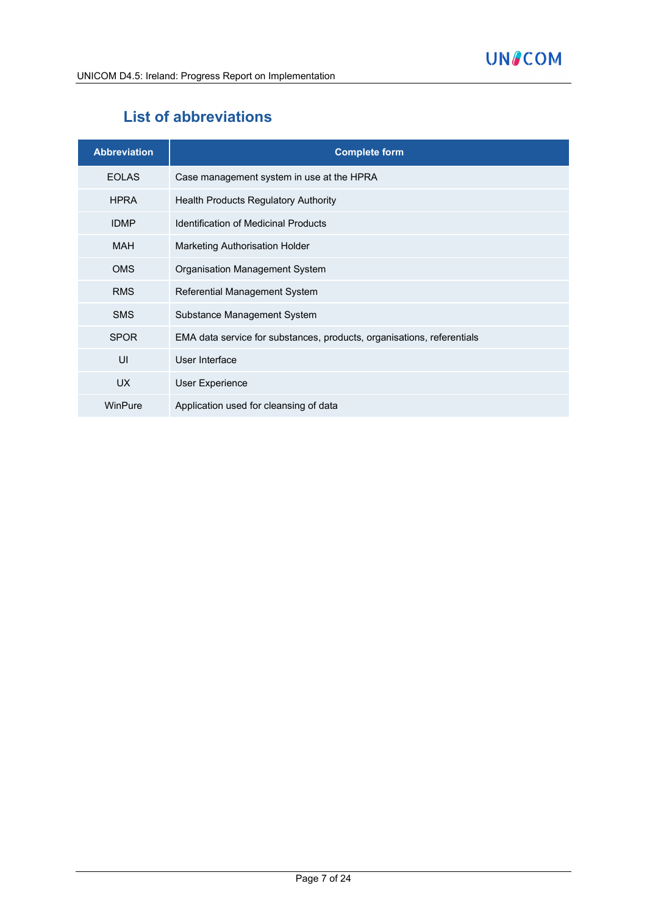## List of abbreviations

| Abbreviation | Complete form |
|---|---|
| EOLAS | Case management system in use at the HPRA |
| HPRA | Health Products Regulatory Authority |
| IDMP | Identification of Medicinal Products |
| MAH | Marketing Authorisation Holder |
| OMS | Organisation Management System |
| RMS | Referential Management System |
| SMS | Substance Management System |
| SPOR | EMA data service for substances, products, organisations, referentials |
| UI | User Interface |
| UX | User Experience |
| WinPure | Application used for cleansing of data |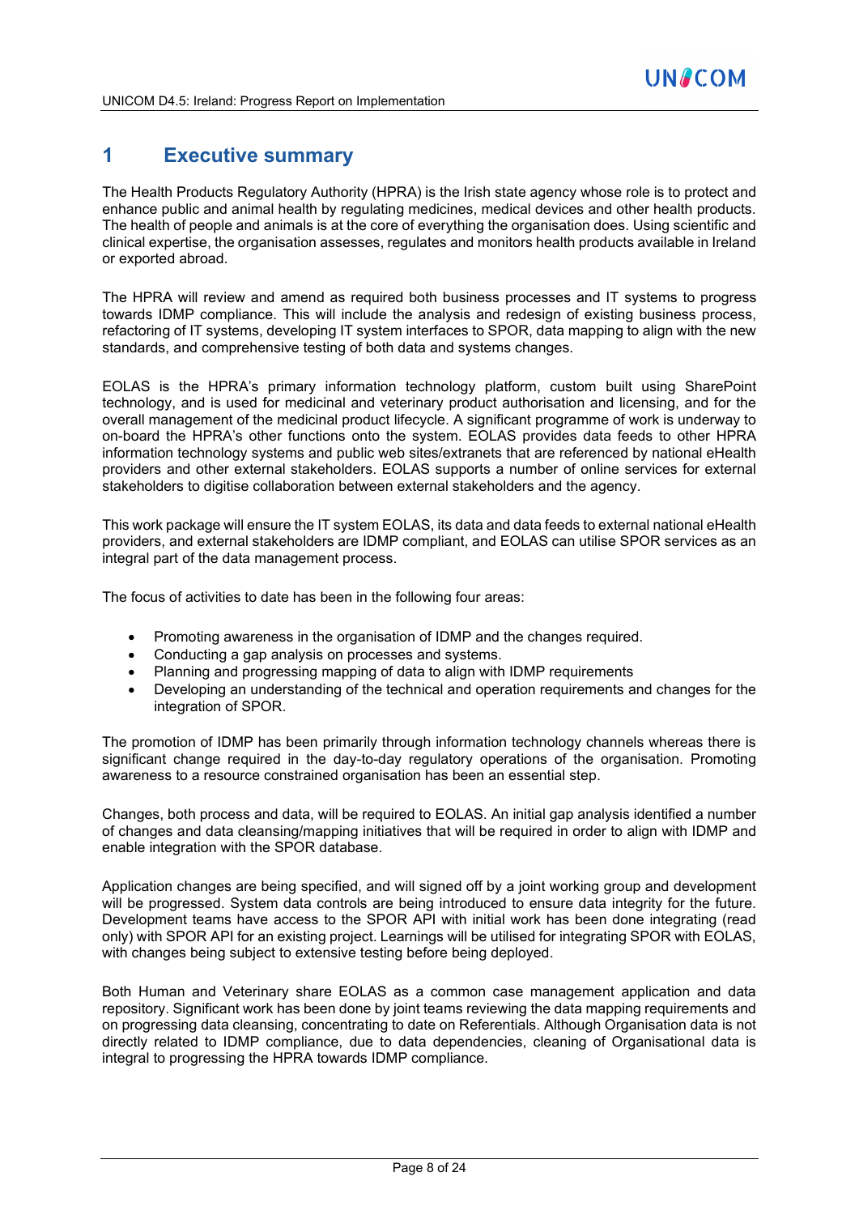# 1 Executive summary

The Health Products Regulatory Authority (HPRA) is the Irish state agency whose role is to protect and enhance public and animal health by regulating medicines, medical devices and other health products. The health of people and animals is at the core of everything the organisation does. Using scientific and clinical expertise, the organisation assesses, regulates and monitors health products available in Ireland or exported abroad.

The HPRA will review and amend as required both business processes and IT systems to progress towards IDMP compliance. This will include the analysis and redesign of existing business process, refactoring of IT systems, developing IT system interfaces to SPOR, data mapping to align with the new standards, and comprehensive testing of both data and systems changes.

EOLAS is the HPRA's primary information technology platform, custom built using SharePoint technology, and is used for medicinal and veterinary product authorisation and licensing, and for the overall management of the medicinal product lifecycle. A significant programme of work is underway to on-board the HPRA's other functions onto the system. EOLAS provides data feeds to other HPRA information technology systems and public web sites/extranets that are referenced by national eHealth providers and other external stakeholders. EOLAS supports a number of online services for external stakeholders to digitise collaboration between external stakeholders and the agency.

This work package will ensure the IT system EOLAS, its data and data feeds to external national eHealth providers, and external stakeholders are IDMP compliant, and EOLAS can utilise SPOR services as an integral part of the data management process.

The focus of activities to date has been in the following four areas:

- Promoting awareness in the organisation of IDMP and the changes required.
- Conducting a gap analysis on processes and systems.
- Planning and progressing mapping of data to align with IDMP requirements
- Developing an understanding of the technical and operation requirements and changes for the integration of SPOR.

The promotion of IDMP has been primarily through information technology channels whereas there is significant change required in the day-to-day regulatory operations of the organisation. Promoting awareness to a resource constrained organisation has been an essential step.

Changes, both process and data, will be required to EOLAS. An initial gap analysis identified a number of changes and data cleansing/mapping initiatives that will be required in order to align with IDMP and enable integration with the SPOR database.

Application changes are being specified, and will signed off by a joint working group and development will be progressed. System data controls are being introduced to ensure data integrity for the future. Development teams have access to the SPOR API with initial work has been done integrating (read only) with SPOR API for an existing project. Learnings will be utilised for integrating SPOR with EOLAS, with changes being subject to extensive testing before being deployed.

Both Human and Veterinary share EOLAS as a common case management application and data repository. Significant work has been done by joint teams reviewing the data mapping requirements and on progressing data cleansing, concentrating to date on Referentials. Although Organisation data is not directly related to IDMP compliance, due to data dependencies, cleaning of Organisational data is integral to progressing the HPRA towards IDMP compliance.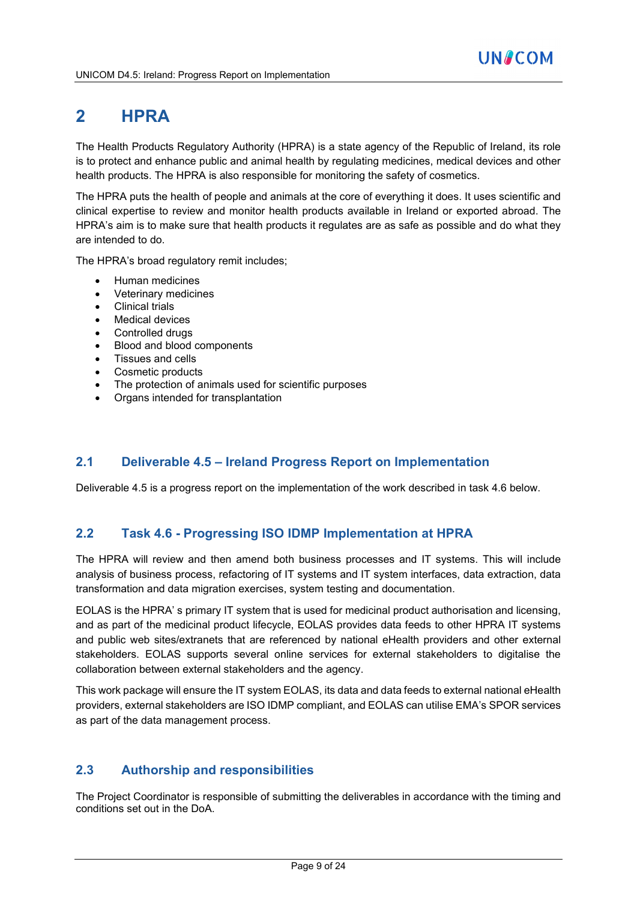# 2 HPRA

The Health Products Regulatory Authority (HPRA) is a state agency of the Republic of Ireland, its role is to protect and enhance public and animal health by regulating medicines, medical devices and other health products. The HPRA is also responsible for monitoring the safety of cosmetics.

The HPRA puts the health of people and animals at the core of everything it does. It uses scientific and clinical expertise to review and monitor health products available in Ireland or exported abroad. The HPRA's aim is to make sure that health products it regulates are as safe as possible and do what they are intended to do.

The HPRA's broad regulatory remit includes;

- Human medicines
- Veterinary medicines
- Clinical trials
- Medical devices
- Controlled drugs
- Blood and blood components
- Tissues and cells
- Cosmetic products
- The protection of animals used for scientific purposes
- Organs intended for transplantation

## 2.1 Deliverable 4.5 – Ireland Progress Report on Implementation

Deliverable 4.5 is a progress report on the implementation of the work described in task 4.6 below.

## 2.2 Task 4.6 - Progressing ISO IDMP Implementation at HPRA

The HPRA will review and then amend both business processes and IT systems. This will include analysis of business process, refactoring of IT systems and IT system interfaces, data extraction, data transformation and data migration exercises, system testing and documentation.

EOLAS is the HPRA' s primary IT system that is used for medicinal product authorisation and licensing, and as part of the medicinal product lifecycle, EOLAS provides data feeds to other HPRA IT systems and public web sites/extranets that are referenced by national eHealth providers and other external stakeholders. EOLAS supports several online services for external stakeholders to digitalise the collaboration between external stakeholders and the agency.

This work package will ensure the IT system EOLAS, its data and data feeds to external national eHealth providers, external stakeholders are ISO IDMP compliant, and EOLAS can utilise EMA's SPOR services as part of the data management process.

## 2.3 Authorship and responsibilities

The Project Coordinator is responsible of submitting the deliverables in accordance with the timing and conditions set out in the DoA.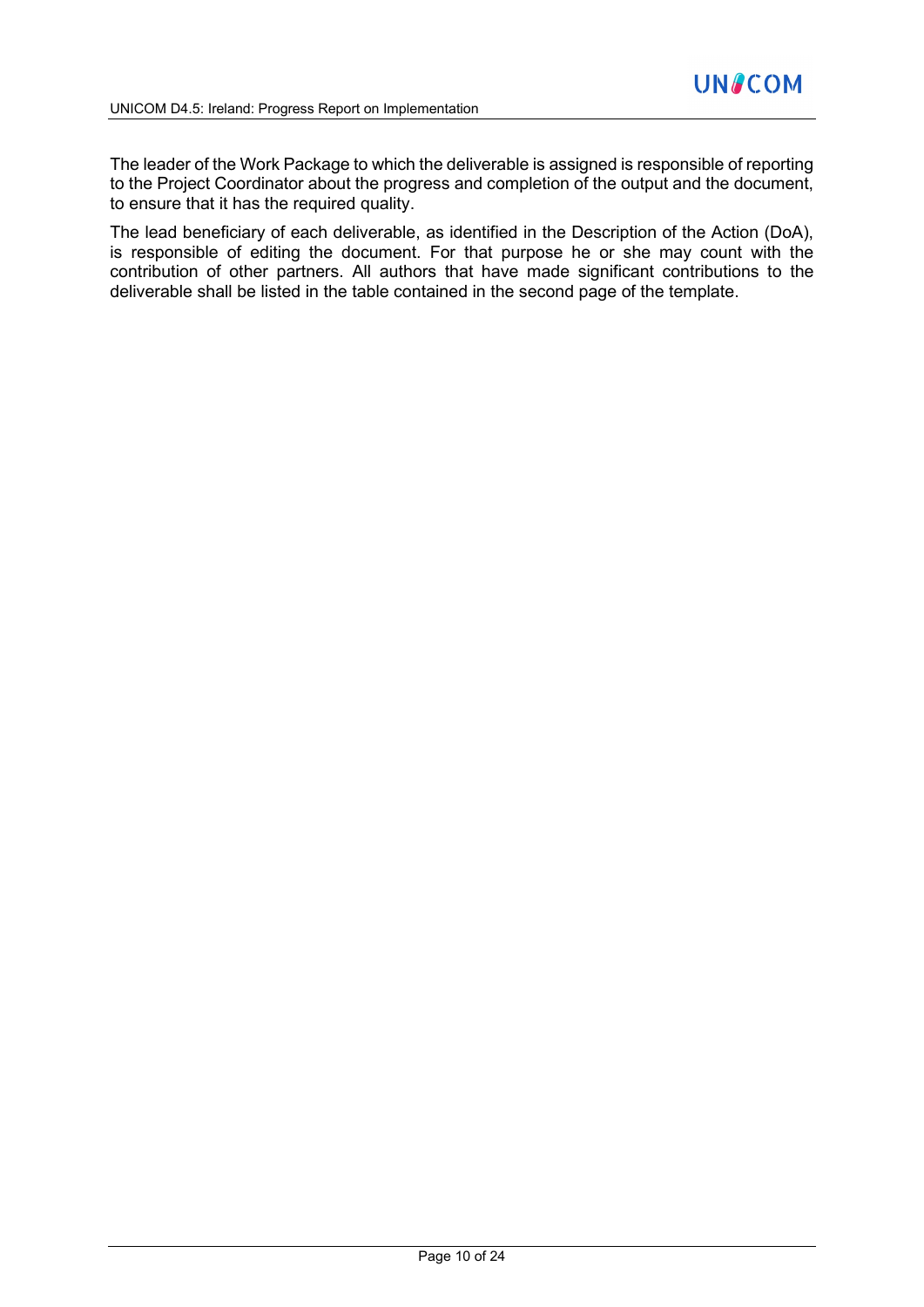The leader of the Work Package to which the deliverable is assigned is responsible of reporting to the Project Coordinator about the progress and completion of the output and the document, to ensure that it has the required quality.

The lead beneficiary of each deliverable, as identified in the Description of the Action (DoA), is responsible of editing the document. For that purpose he or she may count with the contribution of other partners. All authors that have made significant contributions to the deliverable shall be listed in the table contained in the second page of the template.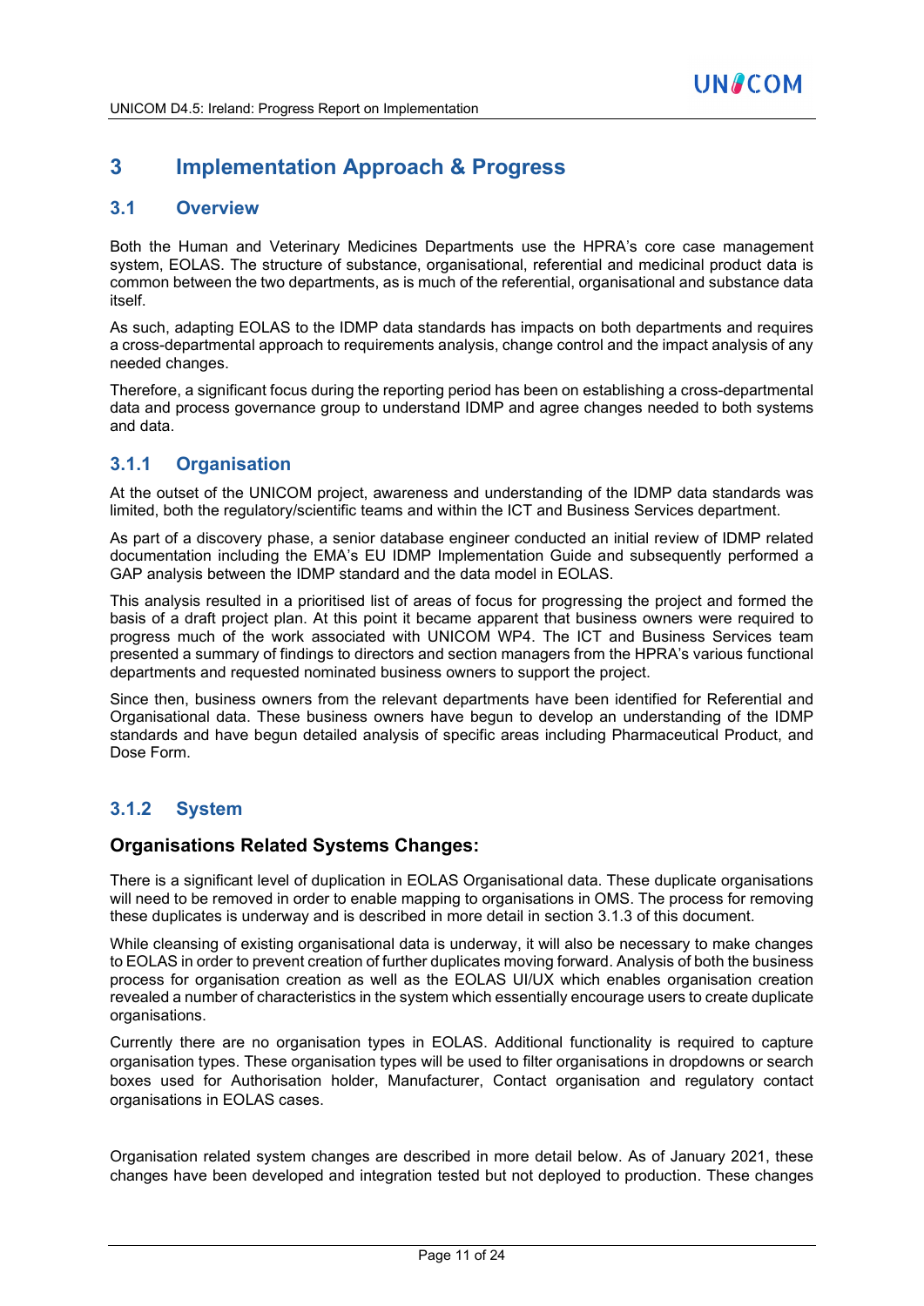# 3 Implementation Approach & Progress

## 3.1 Overview

Both the Human and Veterinary Medicines Departments use the HPRA's core case management system, EOLAS. The structure of substance, organisational, referential and medicinal product data is common between the two departments, as is much of the referential, organisational and substance data itself.

As such, adapting EOLAS to the IDMP data standards has impacts on both departments and requires a cross-departmental approach to requirements analysis, change control and the impact analysis of any needed changes.

Therefore, a significant focus during the reporting period has been on establishing a cross-departmental data and process governance group to understand IDMP and agree changes needed to both systems and data.

### 3.1.1 Organisation

At the outset of the UNICOM project, awareness and understanding of the IDMP data standards was limited, both the regulatory/scientific teams and within the ICT and Business Services department.

As part of a discovery phase, a senior database engineer conducted an initial review of IDMP related documentation including the EMA's EU IDMP Implementation Guide and subsequently performed a GAP analysis between the IDMP standard and the data model in EOLAS.

This analysis resulted in a prioritised list of areas of focus for progressing the project and formed the basis of a draft project plan. At this point it became apparent that business owners were required to progress much of the work associated with UNICOM WP4. The ICT and Business Services team presented a summary of findings to directors and section managers from the HPRA's various functional departments and requested nominated business owners to support the project.

Since then, business owners from the relevant departments have been identified for Referential and Organisational data. These business owners have begun to develop an understanding of the IDMP standards and have begun detailed analysis of specific areas including Pharmaceutical Product, and Dose Form.

### 3.1.2 System

#### Organisations Related Systems Changes:

There is a significant level of duplication in EOLAS Organisational data. These duplicate organisations will need to be removed in order to enable mapping to organisations in OMS. The process for removing these duplicates is underway and is described in more detail in section 3.1.3 of this document.

While cleansing of existing organisational data is underway, it will also be necessary to make changes to EOLAS in order to prevent creation of further duplicates moving forward. Analysis of both the business process for organisation creation as well as the EOLAS UI/UX which enables organisation creation revealed a number of characteristics in the system which essentially encourage users to create duplicate organisations.

Currently there are no organisation types in EOLAS. Additional functionality is required to capture organisation types. These organisation types will be used to filter organisations in dropdowns or search boxes used for Authorisation holder, Manufacturer, Contact organisation and regulatory contact organisations in EOLAS cases.

Organisation related system changes are described in more detail below. As of January 2021, these changes have been developed and integration tested but not deployed to production. These changes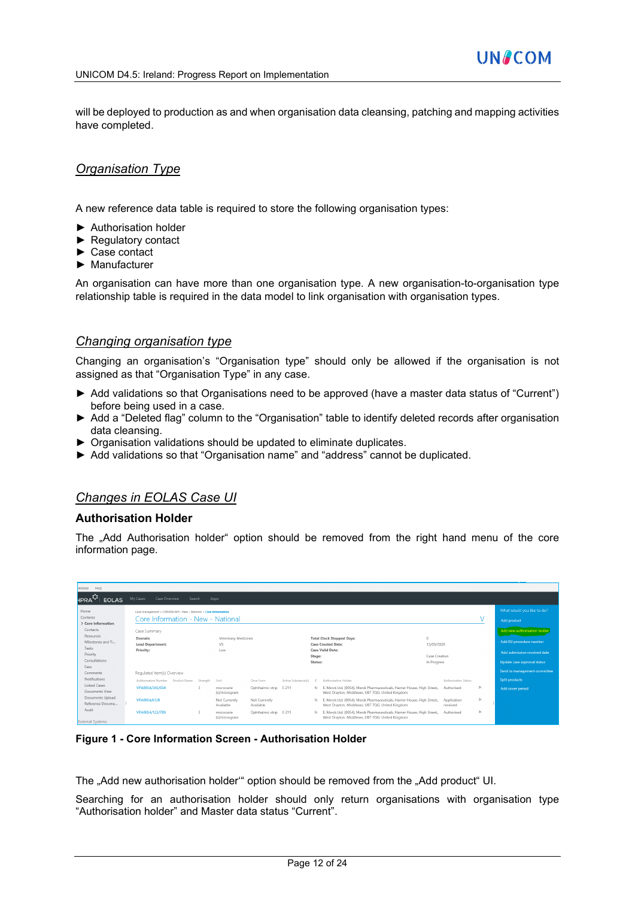will be deployed to production as and when organisation data cleansing, patching and mapping activities have completed.

## *Organisation Type*

A new reference data table is required to store the following organisation types:

- Authorisation holder
- Regulatory contact
- Case contact
- Manufacturer

An organisation can have more than one organisation type. A new organisation-to-organisation type relationship table is required in the data model to link organisation with organisation types.

## *Changing organisation type*

Changing an organisation's "Organisation type" should only be allowed if the organisation is not assigned as that "Organisation Type" in any case.

- Add validations so that Organisations need to be approved (have a master data status of "Current") before being used in a case.
- Add a "Deleted flag" column to the "Organisation" table to identify deleted records after organisation data cleansing.
- Organisation validations should be updated to eliminate duplicates.
- Add validations so that "Organisation name" and "address" cannot be duplicated.

## *Changes in EOLAS Case UI*

### Authorisation Holder

The „Add Authorisation holder" option should be removed from the right hand menu of the core information page.

**Figure 1 - Core Information Screen - Authorisation Holder**

The „Add new authorisation holder'" option should be removed from the „Add product" UI.

Searching for an authorisation holder should only return organisations with organisation type "Authorisation holder" and Master data status "Current".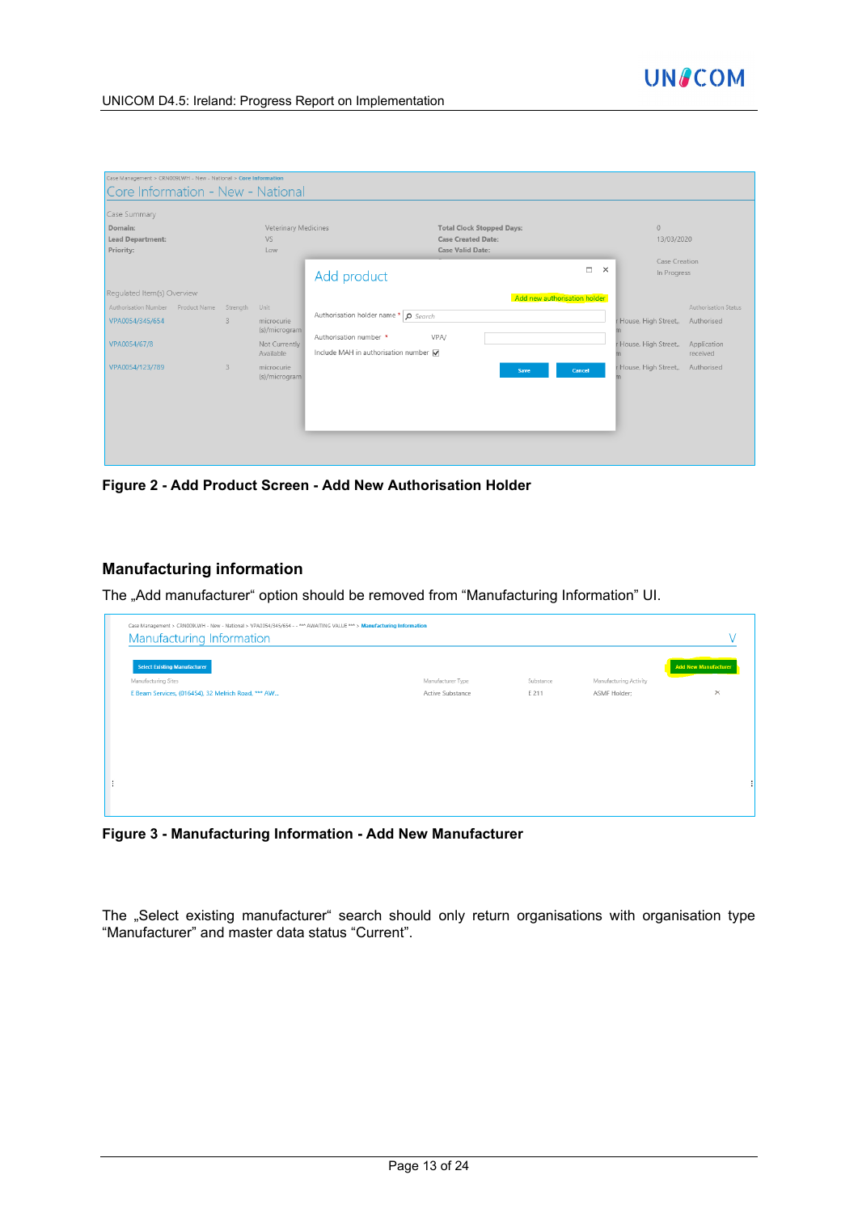Figure 2 - Add Product Screen - Add New Authorisation Holder

## Manufacturing information

The „Add manufacturer“ option should be removed from “Manufacturing Information” UI.

Figure 3 - Manufacturing Information - Add New Manufacturer

The „Select existing manufacturer“ search should only return organisations with organisation type “Manufacturer” and master data status “Current”.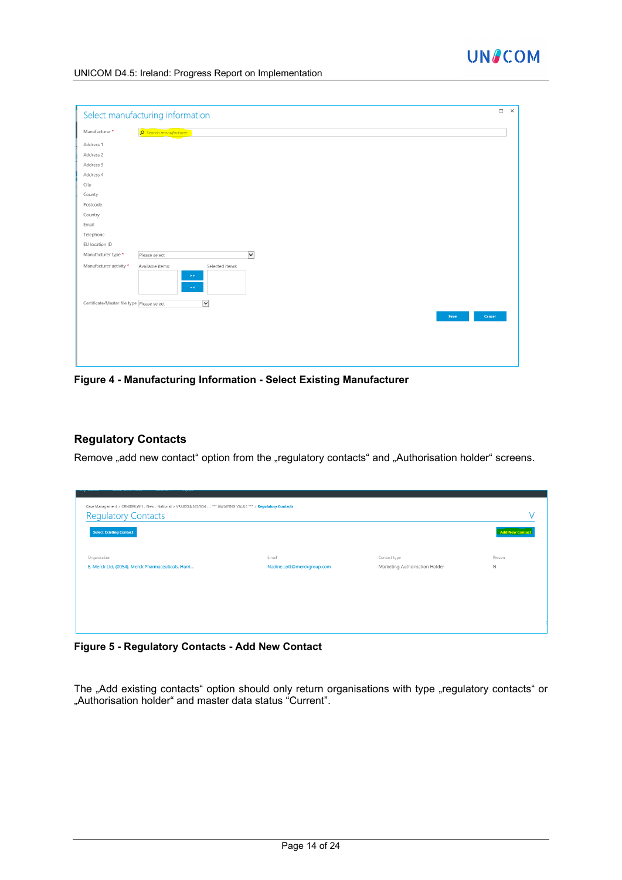Figure 4 - Manufacturing Information - Select Existing Manufacturer

## Regulatory Contacts

Remove „add new contact" option from the „regulatory contacts" and „Authorisation holder" screens.

Figure 5 - Regulatory Contacts - Add New Contact

The „Add existing contacts" option should only return organisations with type „regulatory contacts" or „Authorisation holder" and master data status "Current".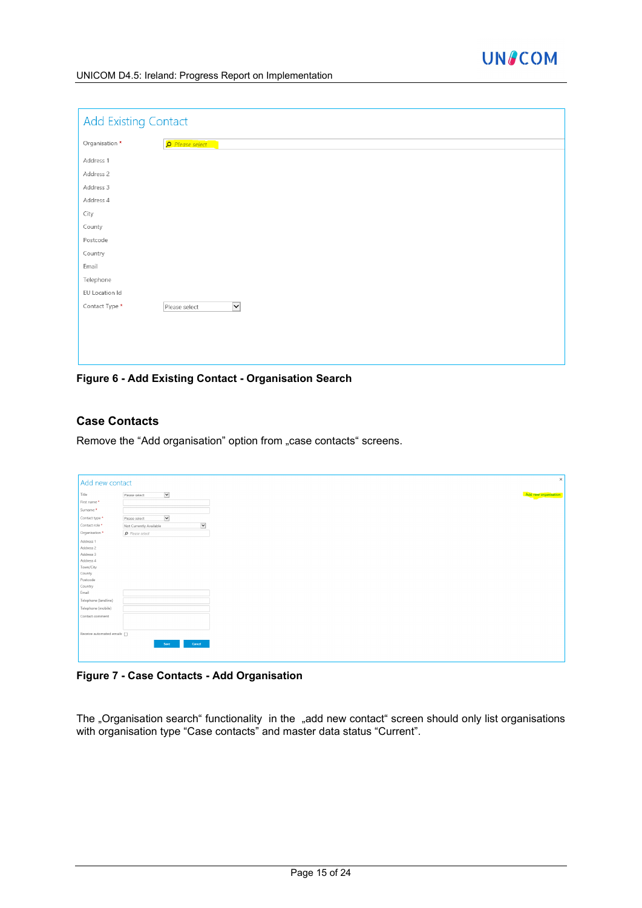Add Existing Contact

Organisation * Please select

Address 1

Address 2

Address 3

Address 4

City

County

Postcode

Country

Email

Telephone

EU Location Id

Contact Type * Please select

**Figure 6 - Add Existing Contact - Organisation Search**

## Case Contacts

Remove the "Add organisation" option from „case contacts" screens.

Add new contact

Add new organisation

Title Please select

First name *

Surname *

Contact type * Please select

Contact role * Not Currently Available

Organisation * Please select

Address 1

Address 2

Address 3

Address 4

Town/City

County

Postcode

Country

Email

Telephone (landline)

Telephone (mobile)

Contact comment

Receive automated emails

Save Cancel

**Figure 7 - Case Contacts - Add Organisation**

The „Organisation search" functionality in the „add new contact" screen should only list organisations with organisation type "Case contacts" and master data status "Current".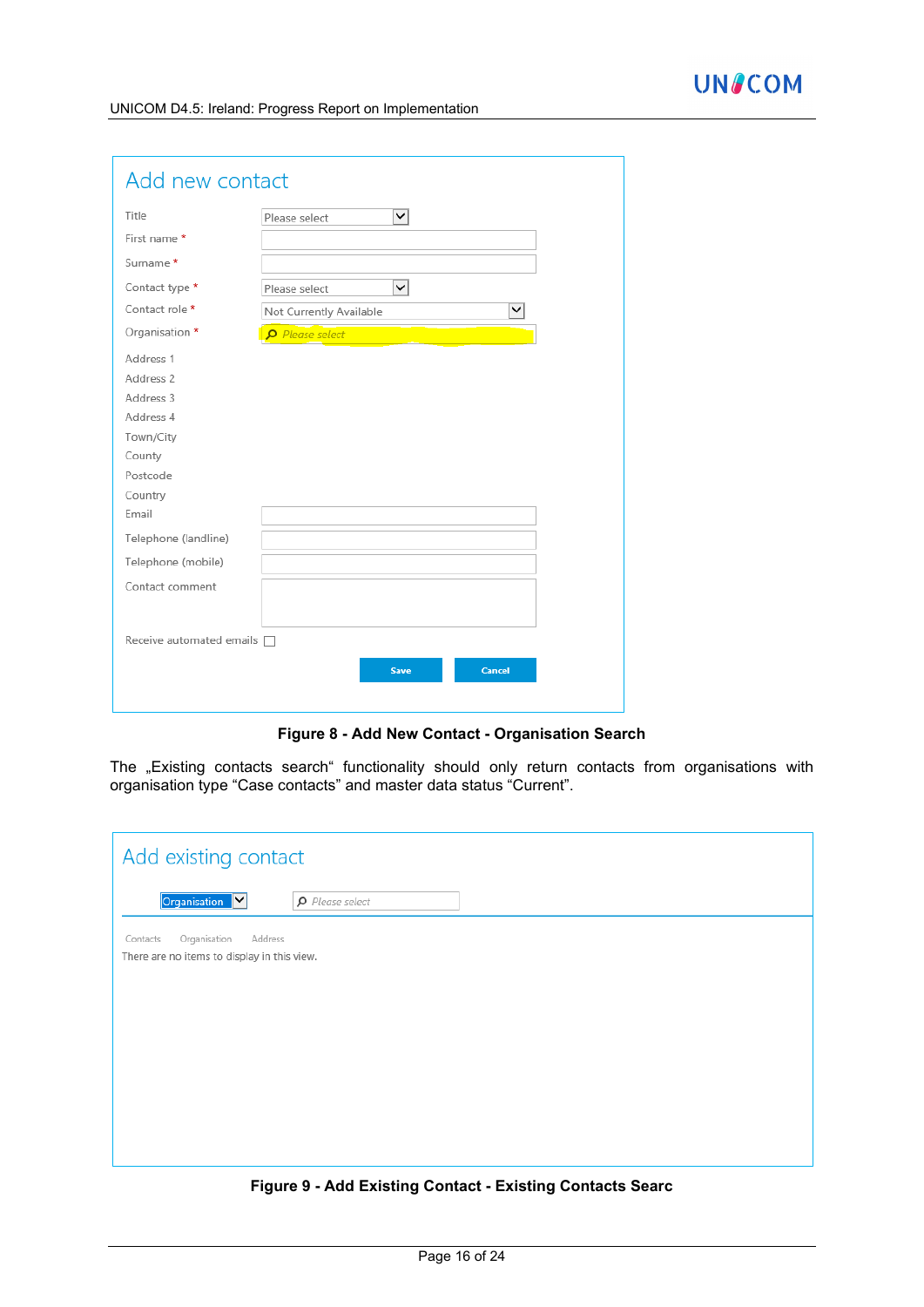**Add new contact**

| Field | Value |
|---|---|
| Title | Please select |
| First name * | |
| Surname * | |
| Contact type * | Please select |
| Contact role * | Not Currently Available |
| Organisation * | Please select |
| Address 1 | |
| Address 2 | |
| Address 3 | |
| Address 4 | |
| Town/City | |
| County | |
| Postcode | |
| Country | |
| Email | |
| Telephone (landline) | |
| Telephone (mobile) | |
| Contact comment | |
| Receive automated emails | ☐ |

Save  Cancel

**Figure 8 - Add New Contact - Organisation Search**

The „Existing contacts search" functionality should only return contacts from organisations with organisation type "Case contacts" and master data status "Current".

**Add existing contact**

Organisation  Please select

| Contacts | Organisation | Address |
|---|---|---|

There are no items to display in this view.

**Figure 9 - Add Existing Contact - Existing Contacts Searc**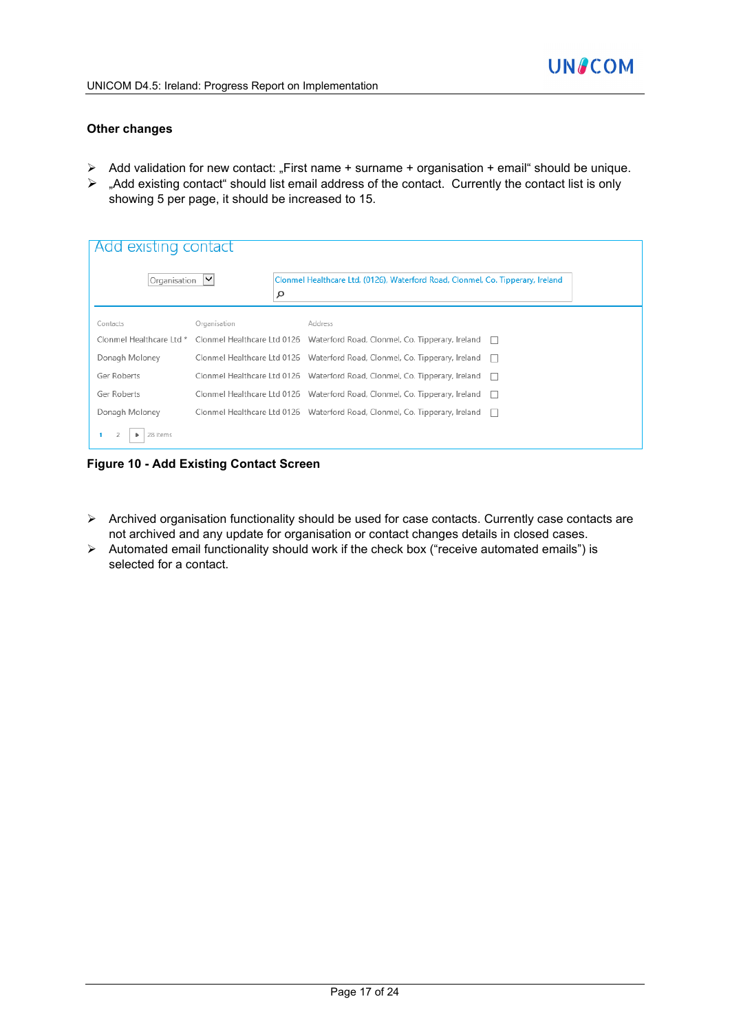### Other changes

- Add validation for new contact: „First name + surname + organisation + email" should be unique.
- „Add existing contact" should list email address of the contact. Currently the contact list is only showing 5 per page, it should be increased to 15.

Add existing contact

Organisation

Clonmel Healthcare Ltd. (0126), Waterford Road, Clonmel, Co. Tipperary, Ireland

| Contacts | Organisation | Address | |
|---|---|---|---|
| Clonmel Healthcare Ltd * | Clonmel Healthcare Ltd 0126 | Waterford Road, Clonmel, Co. Tipperary, Ireland | ☐ |
| Donagh Moloney | Clonmel Healthcare Ltd 0126 | Waterford Road, Clonmel, Co. Tipperary, Ireland | ☐ |
| Ger Roberts | Clonmel Healthcare Ltd 0126 | Waterford Road, Clonmel, Co. Tipperary, Ireland | ☐ |
| Ger Roberts | Clonmel Healthcare Ltd 0126 | Waterford Road, Clonmel, Co. Tipperary, Ireland | ☐ |
| Donagh Moloney | Clonmel Healthcare Ltd 0126 | Waterford Road, Clonmel, Co. Tipperary, Ireland | ☐ |

1 2 ▶ 28 items

**Figure 10 - Add Existing Contact Screen**

- Archived organisation functionality should be used for case contacts. Currently case contacts are not archived and any update for organisation or contact changes details in closed cases.
- Automated email functionality should work if the check box ("receive automated emails") is selected for a contact.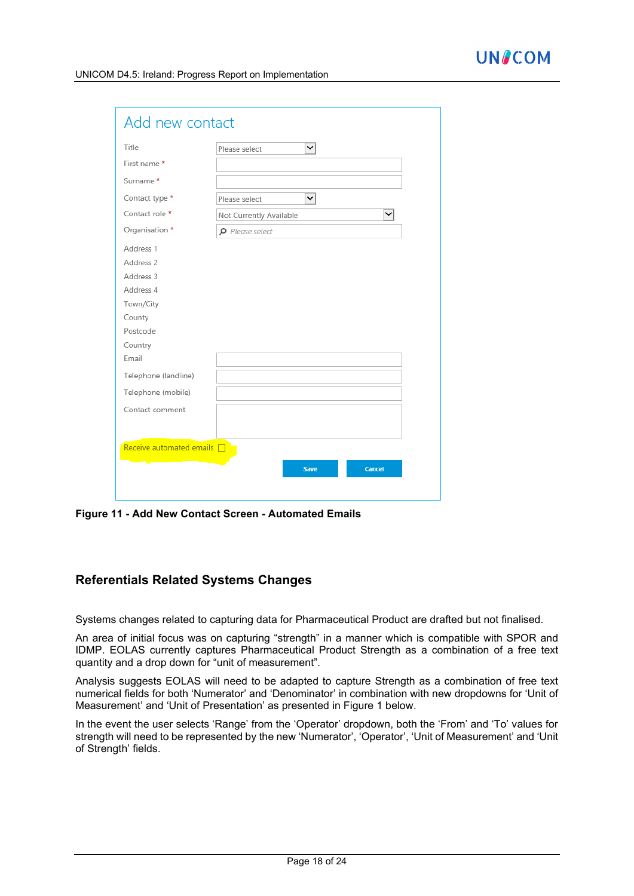**Figure 11 - Add New Contact Screen - Automated Emails**

## Referentials Related Systems Changes

Systems changes related to capturing data for Pharmaceutical Product are drafted but not finalised.

An area of initial focus was on capturing "strength" in a manner which is compatible with SPOR and IDMP. EOLAS currently captures Pharmaceutical Product Strength as a combination of a free text quantity and a drop down for "unit of measurement".

Analysis suggests EOLAS will need to be adapted to capture Strength as a combination of free text numerical fields for both 'Numerator' and 'Denominator' in combination with new dropdowns for 'Unit of Measurement' and 'Unit of Presentation' as presented in Figure 1 below.

In the event the user selects 'Range' from the 'Operator' dropdown, both the 'From' and 'To' values for strength will need to be represented by the new 'Numerator', 'Operator', 'Unit of Measurement' and 'Unit of Strength' fields.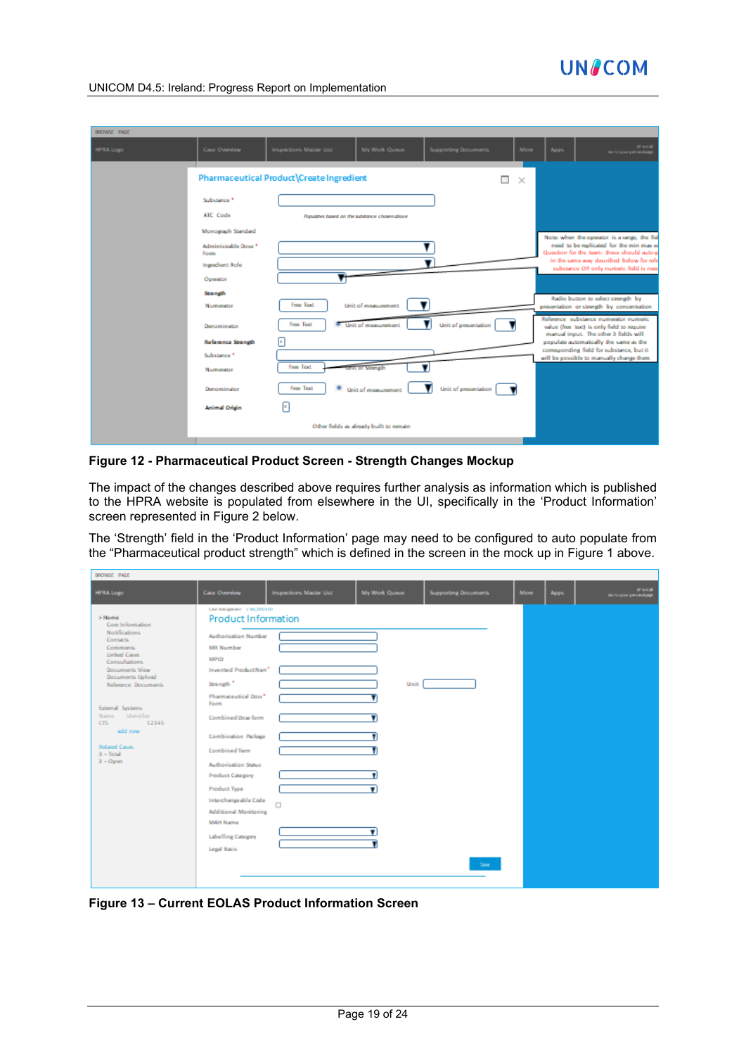**Figure 12 - Pharmaceutical Product Screen - Strength Changes Mockup**

The impact of the changes described above requires further analysis as information which is published to the HPRA website is populated from elsewhere in the UI, specifically in the 'Product Information' screen represented in Figure 2 below.

The 'Strength' field in the 'Product Information' page may need to be configured to auto populate from the "Pharmaceutical product strength" which is defined in the screen in the mock up in Figure 1 above.

**Figure 13 – Current EOLAS Product Information Screen**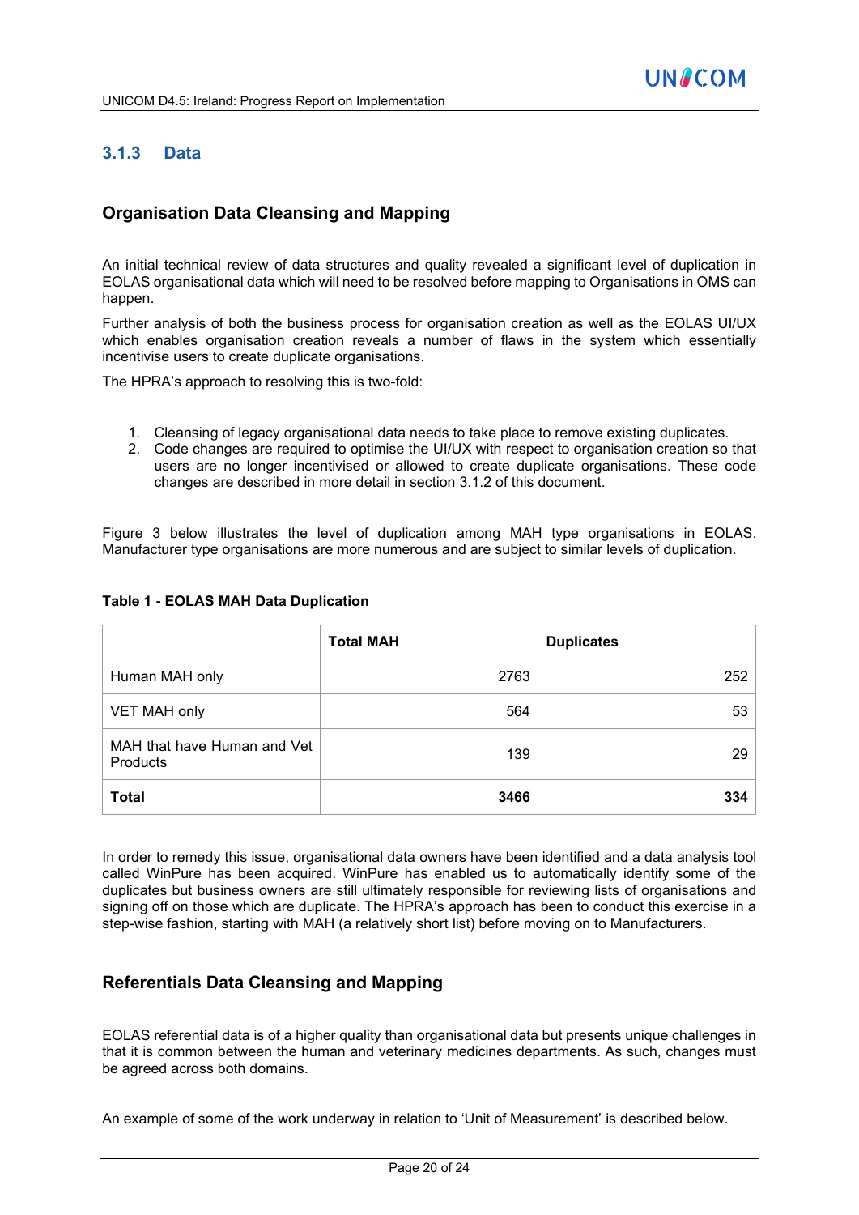### 3.1.3 Data

#### Organisation Data Cleansing and Mapping

An initial technical review of data structures and quality revealed a significant level of duplication in EOLAS organisational data which will need to be resolved before mapping to Organisations in OMS can happen.

Further analysis of both the business process for organisation creation as well as the EOLAS UI/UX which enables organisation creation reveals a number of flaws in the system which essentially incentivise users to create duplicate organisations.

The HPRA's approach to resolving this is two-fold:

1. Cleansing of legacy organisational data needs to take place to remove existing duplicates.
2. Code changes are required to optimise the UI/UX with respect to organisation creation so that users are no longer incentivised or allowed to create duplicate organisations. These code changes are described in more detail in section 3.1.2 of this document.

Figure 3 below illustrates the level of duplication among MAH type organisations in EOLAS. Manufacturer type organisations are more numerous and are subject to similar levels of duplication.

**Table 1 - EOLAS MAH Data Duplication**

| | Total MAH | Duplicates |
|---|---:|---:|
| Human MAH only | 2763 | 252 |
| VET MAH only | 564 | 53 |
| MAH that have Human and Vet Products | 139 | 29 |
| **Total** | **3466** | **334** |

In order to remedy this issue, organisational data owners have been identified and a data analysis tool called WinPure has been acquired. WinPure has enabled us to automatically identify some of the duplicates but business owners are still ultimately responsible for reviewing lists of organisations and signing off on those which are duplicate. The HPRA's approach has been to conduct this exercise in a step-wise fashion, starting with MAH (a relatively short list) before moving on to Manufacturers.

#### Referentials Data Cleansing and Mapping

EOLAS referential data is of a higher quality than organisational data but presents unique challenges in that it is common between the human and veterinary medicines departments. As such, changes must be agreed across both domains.

An example of some of the work underway in relation to 'Unit of Measurement' is described below.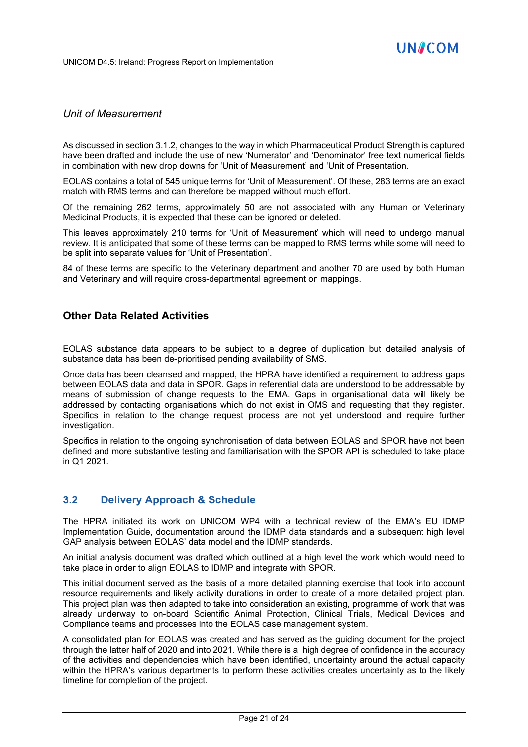*Unit of Measurement*

As discussed in section 3.1.2, changes to the way in which Pharmaceutical Product Strength is captured have been drafted and include the use of new 'Numerator' and 'Denominator' free text numerical fields in combination with new drop downs for 'Unit of Measurement' and 'Unit of Presentation.

EOLAS contains a total of 545 unique terms for 'Unit of Measurement'. Of these, 283 terms are an exact match with RMS terms and can therefore be mapped without much effort.

Of the remaining 262 terms, approximately 50 are not associated with any Human or Veterinary Medicinal Products, it is expected that these can be ignored or deleted.

This leaves approximately 210 terms for 'Unit of Measurement' which will need to undergo manual review. It is anticipated that some of these terms can be mapped to RMS terms while some will need to be split into separate values for 'Unit of Presentation'.

84 of these terms are specific to the Veterinary department and another 70 are used by both Human and Veterinary and will require cross-departmental agreement on mappings.

### Other Data Related Activities

EOLAS substance data appears to be subject to a degree of duplication but detailed analysis of substance data has been de-prioritised pending availability of SMS.

Once data has been cleansed and mapped, the HPRA have identified a requirement to address gaps between EOLAS data and data in SPOR. Gaps in referential data are understood to be addressable by means of submission of change requests to the EMA. Gaps in organisational data will likely be addressed by contacting organisations which do not exist in OMS and requesting that they register. Specifics in relation to the change request process are not yet understood and require further investigation.

Specifics in relation to the ongoing synchronisation of data between EOLAS and SPOR have not been defined and more substantive testing and familiarisation with the SPOR API is scheduled to take place in Q1 2021.

## 3.2 Delivery Approach & Schedule

The HPRA initiated its work on UNICOM WP4 with a technical review of the EMA's EU IDMP Implementation Guide, documentation around the IDMP data standards and a subsequent high level GAP analysis between EOLAS' data model and the IDMP standards.

An initial analysis document was drafted which outlined at a high level the work which would need to take place in order to align EOLAS to IDMP and integrate with SPOR.

This initial document served as the basis of a more detailed planning exercise that took into account resource requirements and likely activity durations in order to create of a more detailed project plan. This project plan was then adapted to take into consideration an existing, programme of work that was already underway to on-board Scientific Animal Protection, Clinical Trials, Medical Devices and Compliance teams and processes into the EOLAS case management system.

A consolidated plan for EOLAS was created and has served as the guiding document for the project through the latter half of 2020 and into 2021. While there is a high degree of confidence in the accuracy of the activities and dependencies which have been identified, uncertainty around the actual capacity within the HPRA's various departments to perform these activities creates uncertainty as to the likely timeline for completion of the project.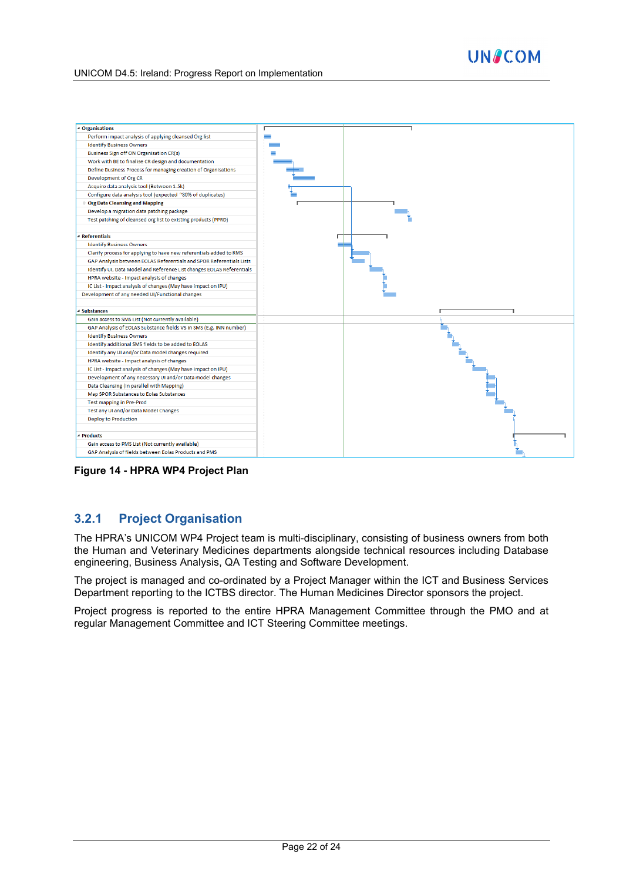- Organisations
  - Perform impact analysis of applying cleansed Org list
  - Identify Business Owners
  - Business Sign off ON Organisation CR(s)
  - Work with BE to finalise CR design and documentation
  - Define Business Process for managing creation of Organisations
  - Development of Org CR
  - Acquire data analysis tool (Between 1-5k)
  - Configure data analysis tool (expected ~80% of duplicates)
  - Org Data Cleansing and Mapping
  - Develop a migration data patching package
  - Test patching of cleansed org list to existing products (PPRD)
- Referentials
  - Identify Business Owners
  - Clarify process for applying to have new referentials added to RMS
  - GAP Analysis between EOLAS Referentials and SPOR Referentials Lists
  - Identify UI, Data Model and Reference List changes EOLAS Referentials
  - HPRA website - Impact analysis of changes
  - IC List - Impact analysis of changes (May have impact on IPU)
  - Development of any needed UI/Functional changes
- Substances
  - Gain access to SMS List (Not currently available)
  - GAP Analysis of EOLAS Substance fields VS in SMS (E.g. INN number)
  - Identify Business Owners
  - Identify additional SMS fields to be added to EOLAS
  - Identify any UI and/or Data model changes required
  - HPRA website - Impact analysis of changes
  - IC List - Impact analysis of changes (May have impact on IPU)
  - Development of any necessary UI and/or Data model changes
  - Data Cleansing (In parallel with Mapping)
  - Map SPOR Substances to Eolas Substances
  - Test mapping in Pre-Prod
  - Test any UI and/or Data Model Changes
  - Deploy to Production
- Products
  - Gain access to PMS List (Not currently available)
  - GAP Analysis of fields between Eolas Products and PMS

**Figure 14 - HPRA WP4 Project Plan**

## 3.2.1 Project Organisation

The HPRA's UNICOM WP4 Project team is multi-disciplinary, consisting of business owners from both the Human and Veterinary Medicines departments alongside technical resources including Database engineering, Business Analysis, QA Testing and Software Development.

The project is managed and co-ordinated by a Project Manager within the ICT and Business Services Department reporting to the ICTBS director. The Human Medicines Director sponsors the project.

Project progress is reported to the entire HPRA Management Committee through the PMO and at regular Management Committee and ICT Steering Committee meetings.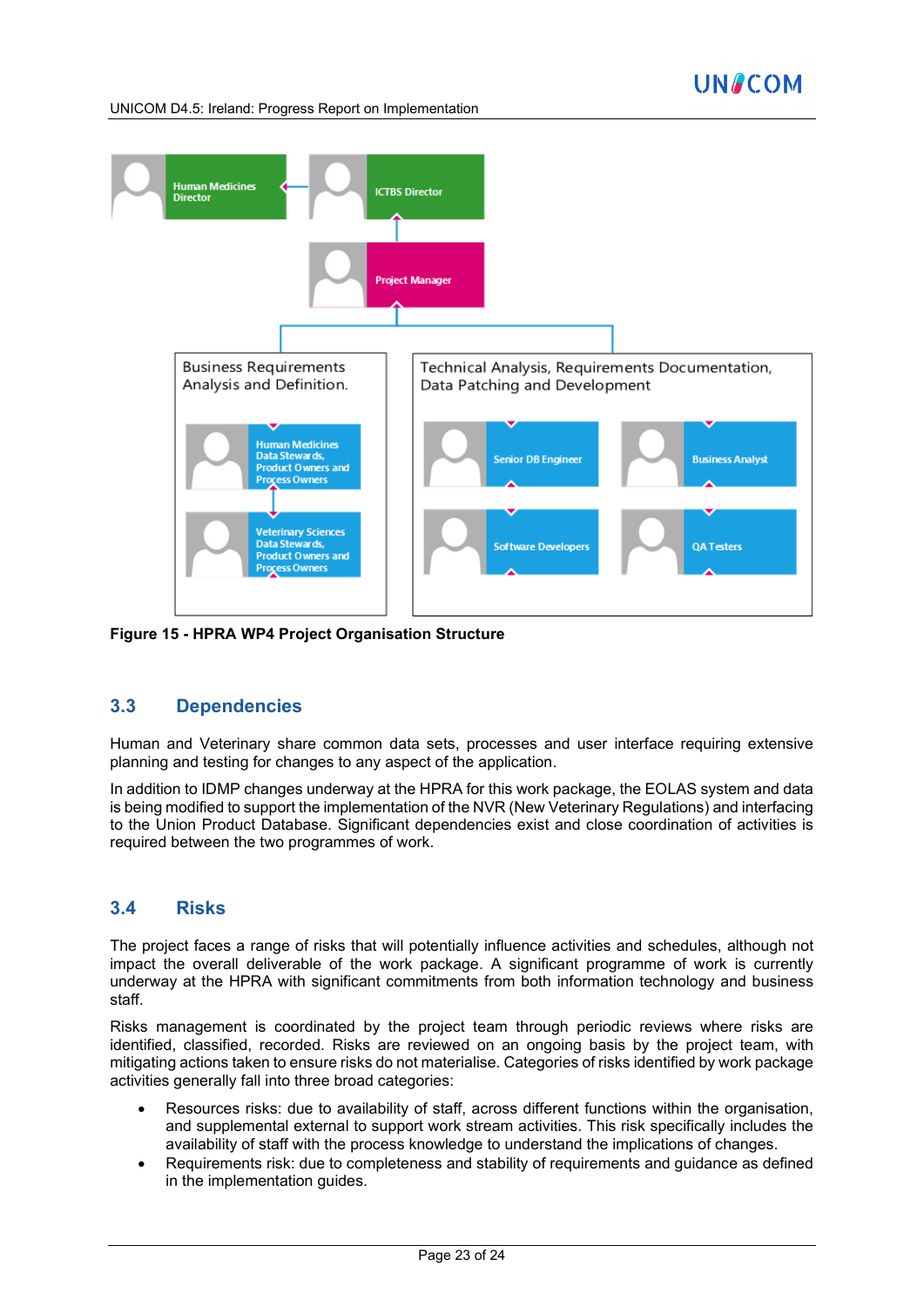Human Medicines Director

ICTBS Director

Project Manager

Business Requirements Analysis and Definition.

Human Medicines Data Stewards, Product Owners and Process Owners

Veterinary Sciences Data Stewards, Product Owners and Process Owners

Technical Analysis, Requirements Documentation, Data Patching and Development

Senior DB Engineer

Business Analyst

Software Developers

QA Testers

**Figure 15 - HPRA WP4 Project Organisation Structure**

## 3.3 Dependencies

Human and Veterinary share common data sets, processes and user interface requiring extensive planning and testing for changes to any aspect of the application.

In addition to IDMP changes underway at the HPRA for this work package, the EOLAS system and data is being modified to support the implementation of the NVR (New Veterinary Regulations) and interfacing to the Union Product Database. Significant dependencies exist and close coordination of activities is required between the two programmes of work.

## 3.4 Risks

The project faces a range of risks that will potentially influence activities and schedules, although not impact the overall deliverable of the work package. A significant programme of work is currently underway at the HPRA with significant commitments from both information technology and business staff.

Risks management is coordinated by the project team through periodic reviews where risks are identified, classified, recorded. Risks are reviewed on an ongoing basis by the project team, with mitigating actions taken to ensure risks do not materialise. Categories of risks identified by work package activities generally fall into three broad categories:

- Resources risks: due to availability of staff, across different functions within the organisation, and supplemental external to support work stream activities. This risk specifically includes the availability of staff with the process knowledge to understand the implications of changes.
- Requirements risk: due to completeness and stability of requirements and guidance as defined in the implementation guides.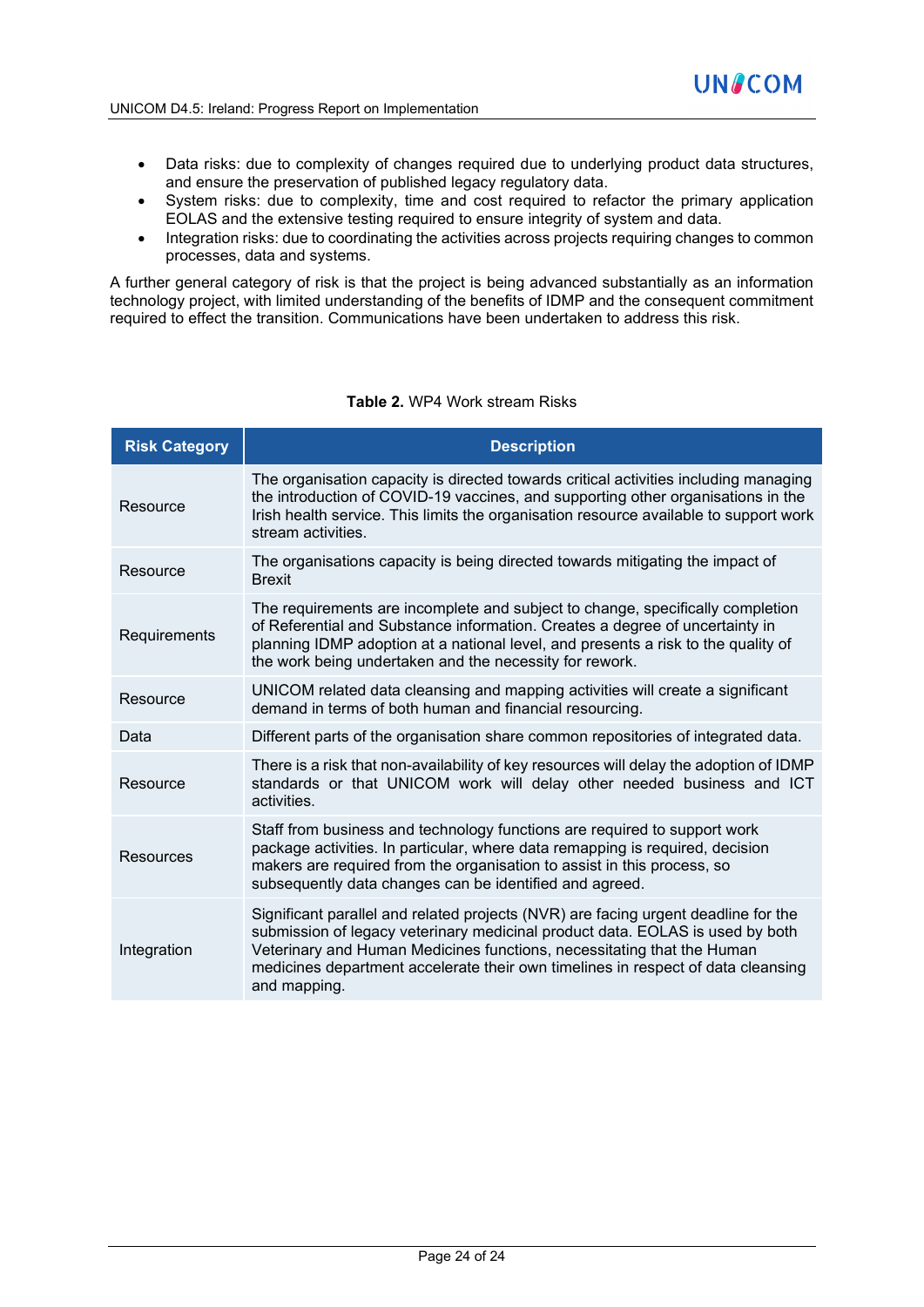- Data risks: due to complexity of changes required due to underlying product data structures, and ensure the preservation of published legacy regulatory data.
- System risks: due to complexity, time and cost required to refactor the primary application EOLAS and the extensive testing required to ensure integrity of system and data.
- Integration risks: due to coordinating the activities across projects requiring changes to common processes, data and systems.

A further general category of risk is that the project is being advanced substantially as an information technology project, with limited understanding of the benefits of IDMP and the consequent commitment required to effect the transition. Communications have been undertaken to address this risk.

**Table 2.** WP4 Work stream Risks

| Risk Category | Description |
| --- | --- |
| Resource | The organisation capacity is directed towards critical activities including managing the introduction of COVID-19 vaccines, and supporting other organisations in the Irish health service. This limits the organisation resource available to support work stream activities. |
| Resource | The organisations capacity is being directed towards mitigating the impact of Brexit |
| Requirements | The requirements are incomplete and subject to change, specifically completion of Referential and Substance information. Creates a degree of uncertainty in planning IDMP adoption at a national level, and presents a risk to the quality of the work being undertaken and the necessity for rework. |
| Resource | UNICOM related data cleansing and mapping activities will create a significant demand in terms of both human and financial resourcing. |
| Data | Different parts of the organisation share common repositories of integrated data. |
| Resource | There is a risk that non-availability of key resources will delay the adoption of IDMP standards or that UNICOM work will delay other needed business and ICT activities. |
| Resources | Staff from business and technology functions are required to support work package activities. In particular, where data remapping is required, decision makers are required from the organisation to assist in this process, so subsequently data changes can be identified and agreed. |
| Integration | Significant parallel and related projects (NVR) are facing urgent deadline for the submission of legacy veterinary medicinal product data. EOLAS is used by both Veterinary and Human Medicines functions, necessitating that the Human medicines department accelerate their own timelines in respect of data cleansing and mapping. |